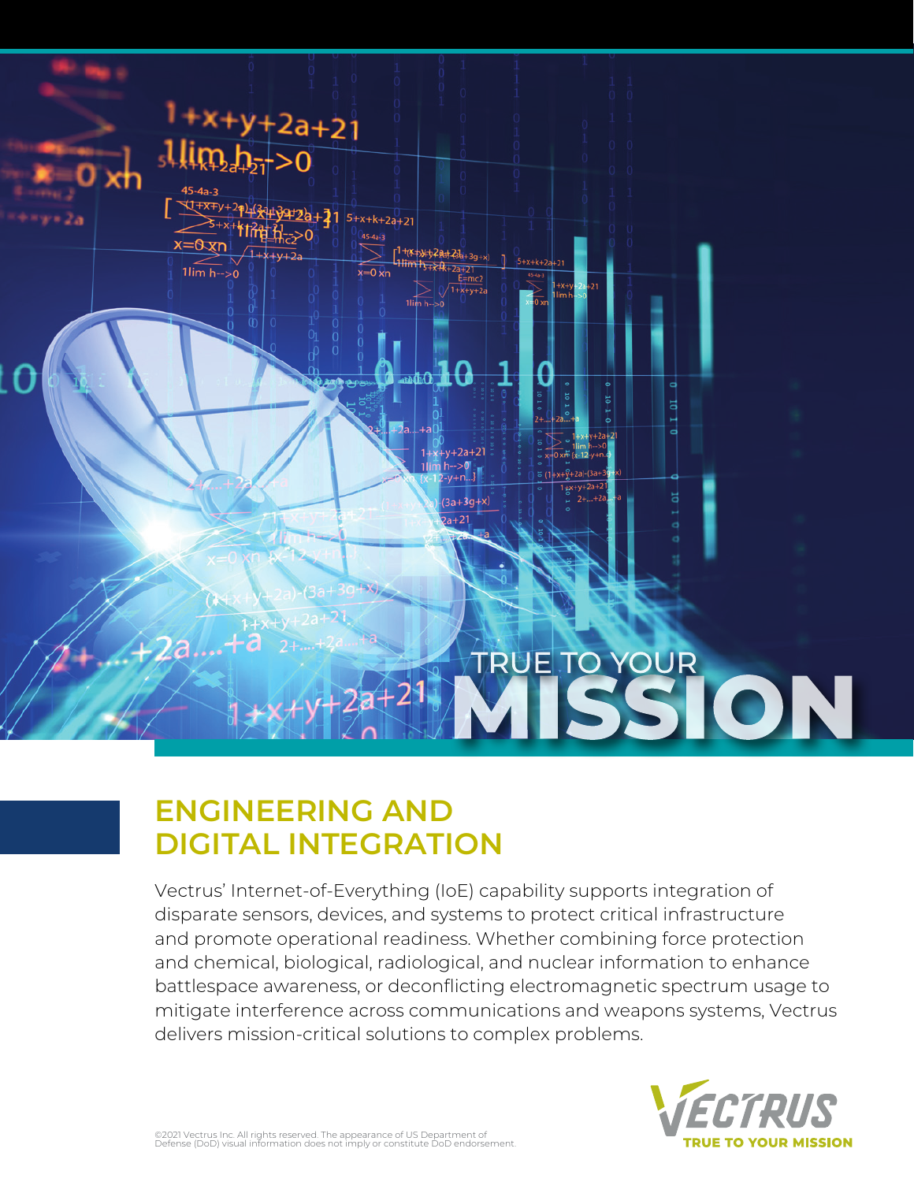TRUE TO YOUR

# MISSION

## ENGINEERING AND DIGITAL INTEGRATION

Vectrus' Internet-of-Everything (IoE) capability supports integration of disparate sensors, devices, and systems to protect critical infrastructure and promote operational readiness. Whether combining force protection and chemical, biological, radiological, and nuclear information to enhance battlespace awareness, or deconflicting electromagnetic spectrum usage to mitigate interference across communications and weapons systems, Vectrus delivers mission-critical solutions to complex problems.

©2021 Vectrus Inc. All rights reserved. The appearance of US Department of Defense (DoD) visual information does not imply or constitute DoD endorsement.

VECTRUS

TRUE TO YOUR MISSION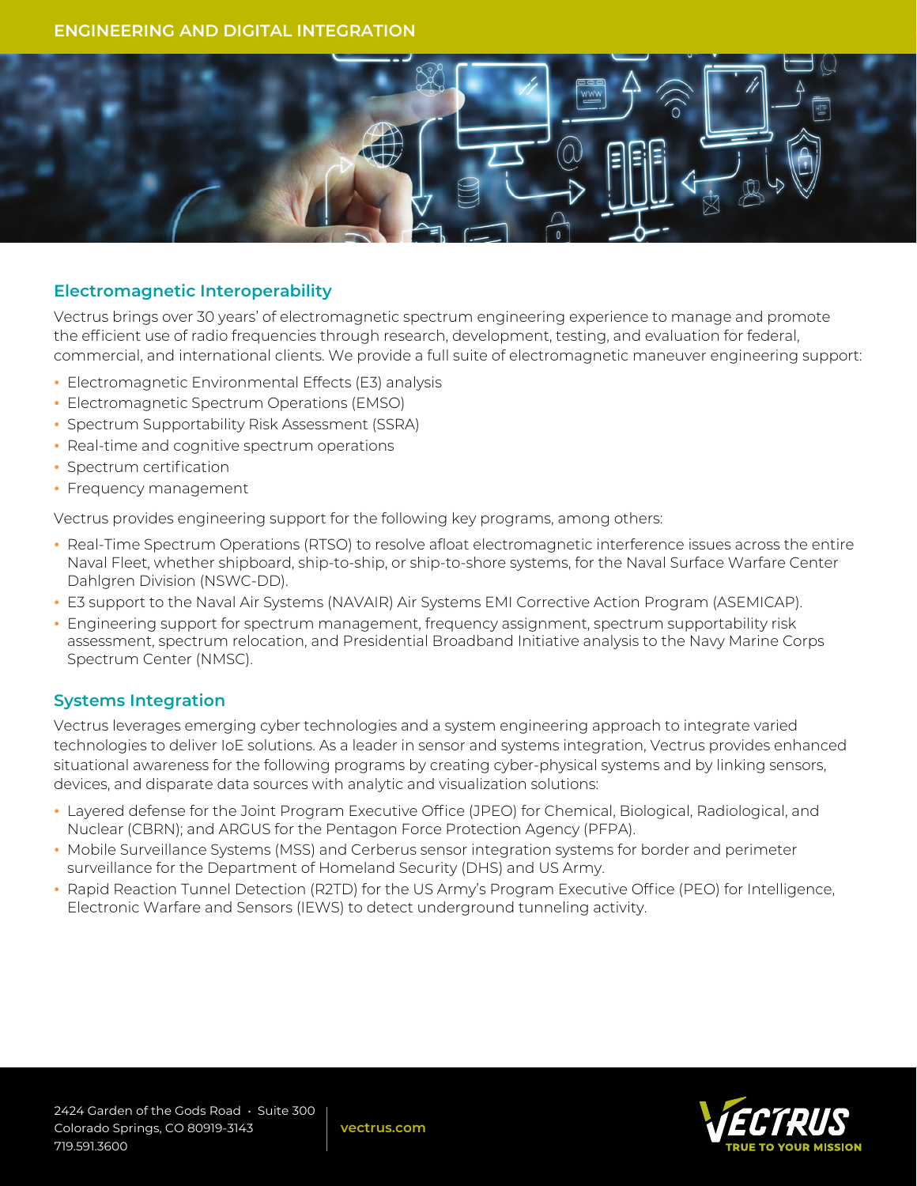## Electromagnetic Interoperability

Vectrus brings over 30 years' of electromagnetic spectrum engineering experience to manage and promote the efficient use of radio frequencies through research, development, testing, and evaluation for federal, commercial, and international clients. We provide a full suite of electromagnetic maneuver engineering support:

- Electromagnetic Environmental Effects (E3) analysis
- Electromagnetic Spectrum Operations (EMSO)
- Spectrum Supportability Risk Assessment (SSRA)
- Real-time and cognitive spectrum operations
- Spectrum certification
- Frequency management

Vectrus provides engineering support for the following key programs, among others:

- Real-Time Spectrum Operations (RTSO) to resolve afloat electromagnetic interference issues across the entire Naval Fleet, whether shipboard, ship-to-ship, or ship-to-shore systems, for the Naval Surface Warfare Center Dahlgren Division (NSWC-DD).
- E3 support to the Naval Air Systems (NAVAIR) Air Systems EMI Corrective Action Program (ASEMICAP).
- Engineering support for spectrum management, frequency assignment, spectrum supportability risk assessment, spectrum relocation, and Presidential Broadband Initiative analysis to the Navy Marine Corps Spectrum Center (NMSC).

## Systems Integration

Vectrus leverages emerging cyber technologies and a system engineering approach to integrate varied technologies to deliver IoE solutions. As a leader in sensor and systems integration, Vectrus provides enhanced situational awareness for the following programs by creating cyber-physical systems and by linking sensors, devices, and disparate data sources with analytic and visualization solutions:

- Layered defense for the Joint Program Executive Office (JPEO) for Chemical, Biological, Radiological, and Nuclear (CBRN); and ARGUS for the Pentagon Force Protection Agency (PFPA).
- Mobile Surveillance Systems (MSS) and Cerberus sensor integration systems for border and perimeter surveillance for the Department of Homeland Security (DHS) and US Army.
- Rapid Reaction Tunnel Detection (R2TD) for the US Army's Program Executive Office (PEO) for Intelligence, Electronic Warfare and Sensors (IEWS) to detect underground tunneling activity.

2424 Garden of the Gods Road • Suite 300
Colorado Springs, CO 80919-3143
719.591.3600

vectrus.com

VECTRUS
TRUE TO YOUR MISSION